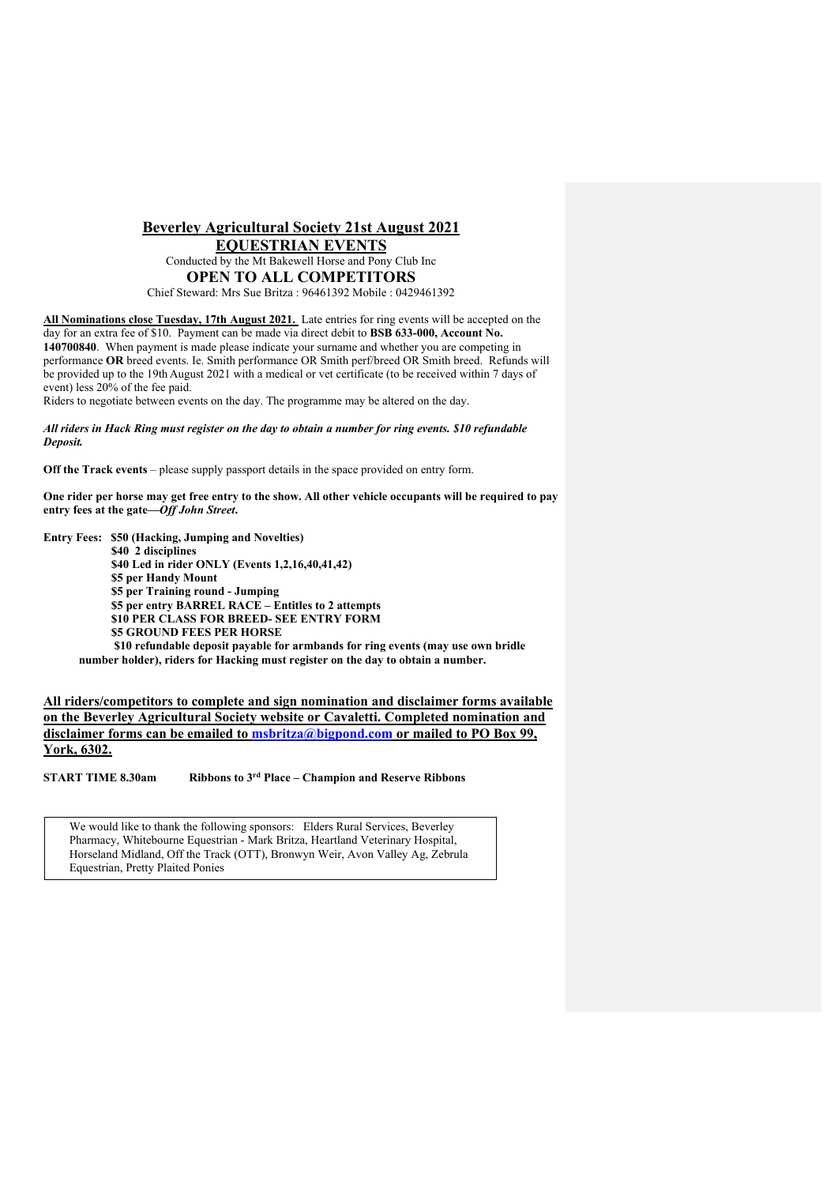# Beverley Agricultural Society 21st August 2021

## EQUESTRIAN EVENTS

Conducted by the Mt Bakewell Horse and Pony Club Inc

## OPEN TO ALL COMPETITORS

Chief Steward: Mrs Sue Britza : 96461392 Mobile : 0429461392

**All Nominations close Tuesday, 17th August 2021.** Late entries for ring events will be accepted on the day for an extra fee of $10. Payment can be made via direct debit to **BSB 633-000, Account No. 140700840**. When payment is made please indicate your surname and whether you are competing in performance **OR** breed events. Ie. Smith performance OR Smith perf/breed OR Smith breed. Refunds will be provided up to the 19th August 2021 with a medical or vet certificate (to be received within 7 days of event) less 20% of the fee paid.

Riders to negotiate between events on the day. The programme may be altered on the day.

***All riders in Hack Ring must register on the day to obtain a number for ring events. $10 refundable Deposit.***

**Off the Track events** – please supply passport details in the space provided on entry form.

**One rider per horse may get free entry to the show. All other vehicle occupants will be required to pay entry fees at the gate—*Off John Street*.**

**Entry Fees: $50 (Hacking, Jumping and Novelties)**
**$40 2 disciplines**
**$40 Led in rider ONLY (Events 1,2,16,40,41,42)**
**$5 per Handy Mount**
**$5 per Training round - Jumping**
**$5 per entry BARREL RACE – Entitles to 2 attempts**
**$10 PER CLASS FOR BREED- SEE ENTRY FORM**
**$5 GROUND FEES PER HORSE**
**$10 refundable deposit payable for armbands for ring events (may use own bridle number holder), riders for Hacking must register on the day to obtain a number.**

**All riders/competitors to complete and sign nomination and disclaimer forms available on the Beverley Agricultural Society website or Cavaletti. Completed nomination and disclaimer forms can be emailed to msbritza@bigpond.com or mailed to PO Box 99, York, 6302.**

**START TIME 8.30am Ribbons to 3rd Place – Champion and Reserve Ribbons**

We would like to thank the following sponsors: Elders Rural Services, Beverley Pharmacy, Whitebourne Equestrian - Mark Britza, Heartland Veterinary Hospital, Horseland Midland, Off the Track (OTT), Bronwyn Weir, Avon Valley Ag, Zebrula Equestrian, Pretty Plaited Ponies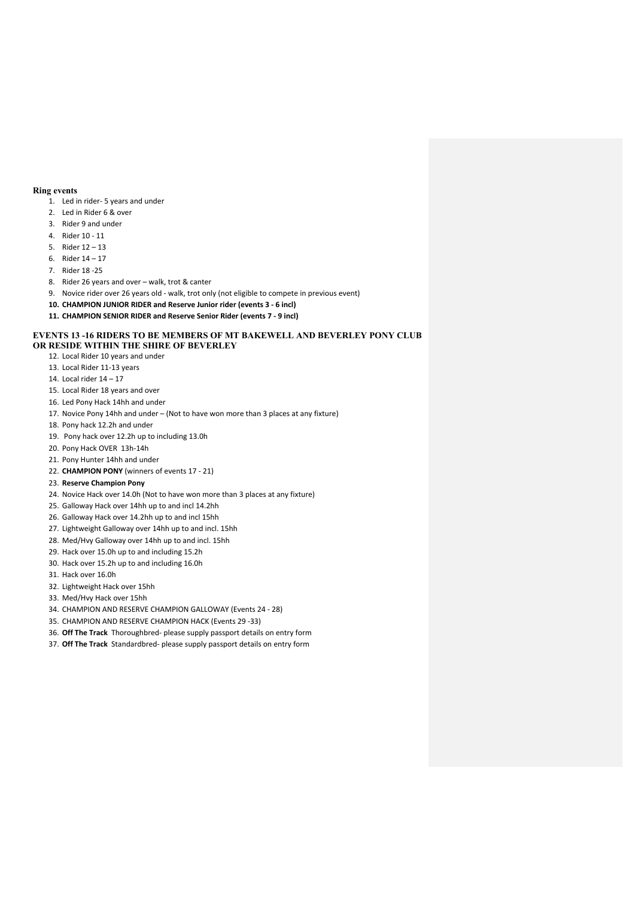## Ring events

1. Led in rider- 5 years and under
2. Led in Rider 6 & over
3. Rider 9 and under
4. Rider 10 - 11
5. Rider 12 – 13
6. Rider 14 – 17
7. Rider 18 -25
8. Rider 26 years and over – walk, trot & canter
9. Novice rider over 26 years old - walk, trot only (not eligible to compete in previous event)
10. **CHAMPION JUNIOR RIDER and Reserve Junior rider (events 3 - 6 incl)**
11. **CHAMPION SENIOR RIDER and Reserve Senior Rider (events 7 - 9 incl)**

## EVENTS 13 -16 RIDERS TO BE MEMBERS OF MT BAKEWELL AND BEVERLEY PONY CLUB OR RESIDE WITHIN THE SHIRE OF BEVERLEY

12. Local Rider 10 years and under
13. Local Rider 11-13 years
14. Local rider 14 – 17
15. Local Rider 18 years and over
16. Led Pony Hack 14hh and under
17. Novice Pony 14hh and under – (Not to have won more than 3 places at any fixture)
18. Pony hack 12.2h and under
19. Pony hack over 12.2h up to including 13.0h
20. Pony Hack OVER 13h-14h
21. Pony Hunter 14hh and under
22. **CHAMPION PONY** (winners of events 17 - 21)
23. **Reserve Champion Pony**
24. Novice Hack over 14.0h (Not to have won more than 3 places at any fixture)
25. Galloway Hack over 14hh up to and incl 14.2hh
26. Galloway Hack over 14.2hh up to and incl 15hh
27. Lightweight Galloway over 14hh up to and incl. 15hh
28. Med/Hvy Galloway over 14hh up to and incl. 15hh
29. Hack over 15.0h up to and including 15.2h
30. Hack over 15.2h up to and including 16.0h
31. Hack over 16.0h
32. Lightweight Hack over 15hh
33. Med/Hvy Hack over 15hh
34. CHAMPION AND RESERVE CHAMPION GALLOWAY (Events 24 - 28)
35. CHAMPION AND RESERVE CHAMPION HACK (Events 29 -33)
36. **Off The Track** Thoroughbred- please supply passport details on entry form
37. **Off The Track** Standardbred- please supply passport details on entry form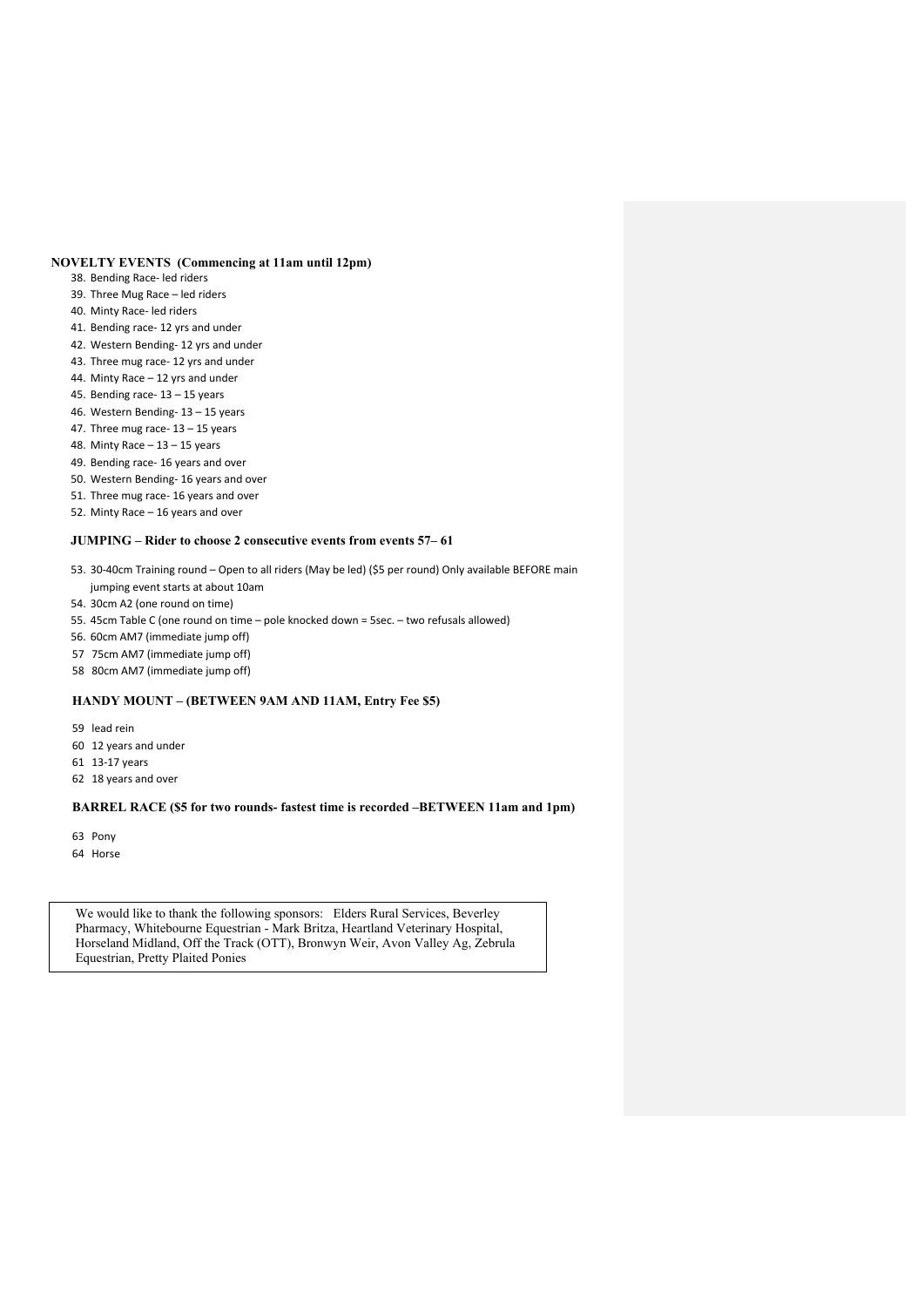**NOVELTY EVENTS (Commencing at 11am until 12pm)**

38. Bending Race- led riders
39. Three Mug Race – led riders
40. Minty Race- led riders
41. Bending race- 12 yrs and under
42. Western Bending- 12 yrs and under
43. Three mug race- 12 yrs and under
44. Minty Race – 12 yrs and under
45. Bending race- 13 – 15 years
46. Western Bending- 13 – 15 years
47. Three mug race- 13 – 15 years
48. Minty Race – 13 – 15 years
49. Bending race- 16 years and over
50. Western Bending- 16 years and over
51. Three mug race- 16 years and over
52. Minty Race – 16 years and over

**JUMPING – Rider to choose 2 consecutive events from events 57– 61**

53. 30-40cm Training round – Open to all riders (May be led) ($5 per round) Only available BEFORE main jumping event starts at about 10am
54. 30cm A2 (one round on time)
55. 45cm Table C (one round on time – pole knocked down = 5sec. – two refusals allowed)
56. 60cm AM7 (immediate jump off)
57. 75cm AM7 (immediate jump off)
58. 80cm AM7 (immediate jump off)

**HANDY MOUNT – (BETWEEN 9AM AND 11AM, Entry Fee $5)**

59. lead rein
60. 12 years and under
61. 13-17 years
62. 18 years and over

**BARREL RACE ($5 for two rounds- fastest time is recorded –BETWEEN 11am and 1pm)**

63. Pony
64. Horse

We would like to thank the following sponsors: Elders Rural Services, Beverley Pharmacy, Whitebourne Equestrian - Mark Britza, Heartland Veterinary Hospital, Horseland Midland, Off the Track (OTT), Bronwyn Weir, Avon Valley Ag, Zebrula Equestrian, Pretty Plaited Ponies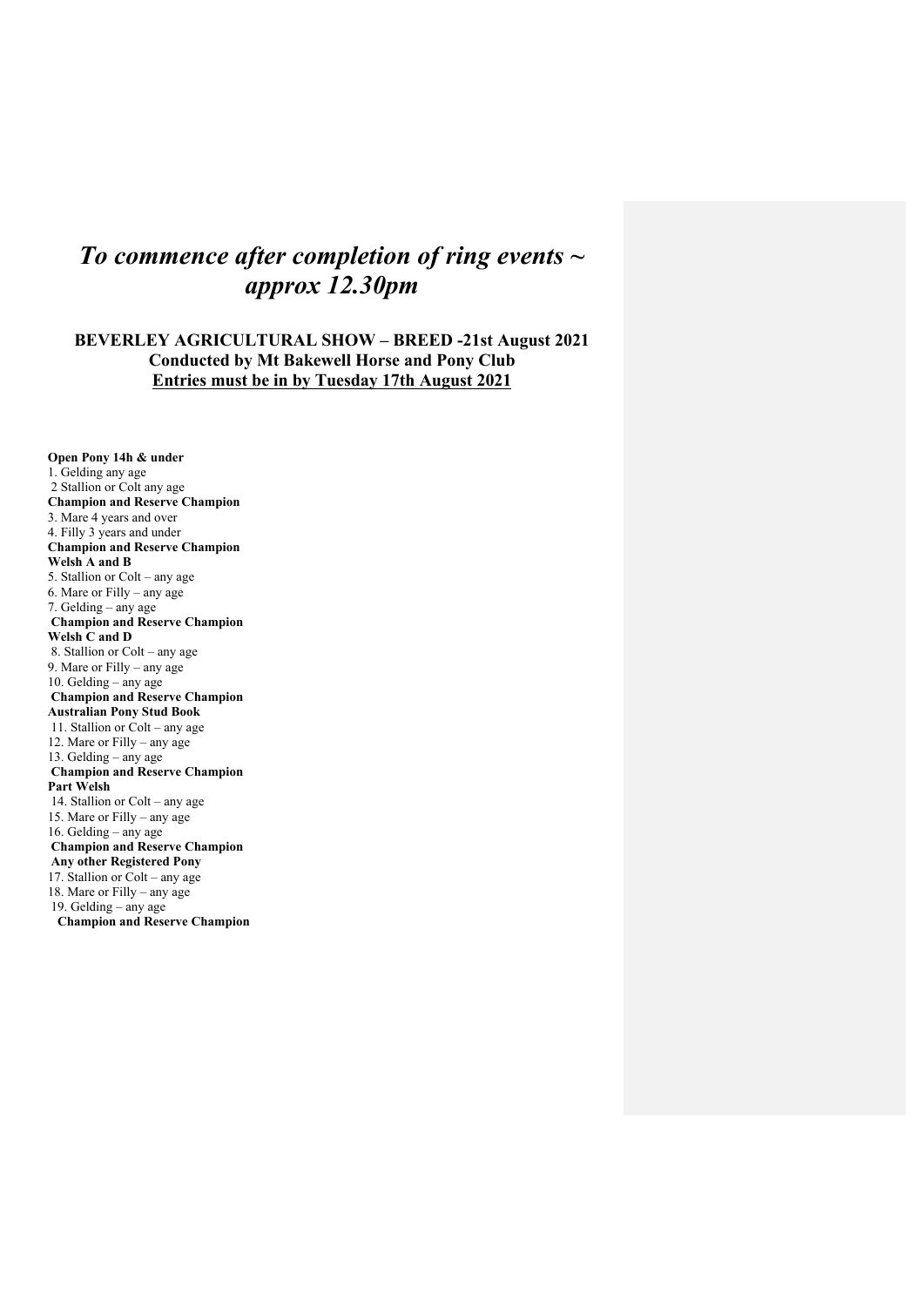# *To commence after completion of ring events ~ approx 12.30pm*

**BEVERLEY AGRICULTURAL SHOW – BREED -21st August 2021**
**Conducted by Mt Bakewell Horse and Pony Club**
**Entries must be in by Tuesday 17th August 2021**

**Open Pony 14h & under**
1. Gelding any age
2. Stallion or Colt any age

**Champion and Reserve Champion**

3. Mare 4 years and over
4. Filly 3 years and under

**Champion and Reserve Champion**

**Welsh A and B**

5. Stallion or Colt – any age
6. Mare or Filly – any age
7. Gelding – any age

**Champion and Reserve Champion**

**Welsh C and D**

8. Stallion or Colt – any age
9. Mare or Filly – any age
10. Gelding – any age

**Champion and Reserve Champion**

**Australian Pony Stud Book**

11. Stallion or Colt – any age
12. Mare or Filly – any age
13. Gelding – any age

**Champion and Reserve Champion**

**Part Welsh**

14. Stallion or Colt – any age
15. Mare or Filly – any age
16. Gelding – any age

**Champion and Reserve Champion**

**Any other Registered Pony**

17. Stallion or Colt – any age
18. Mare or Filly – any age
19. Gelding – any age

**Champion and Reserve Champion**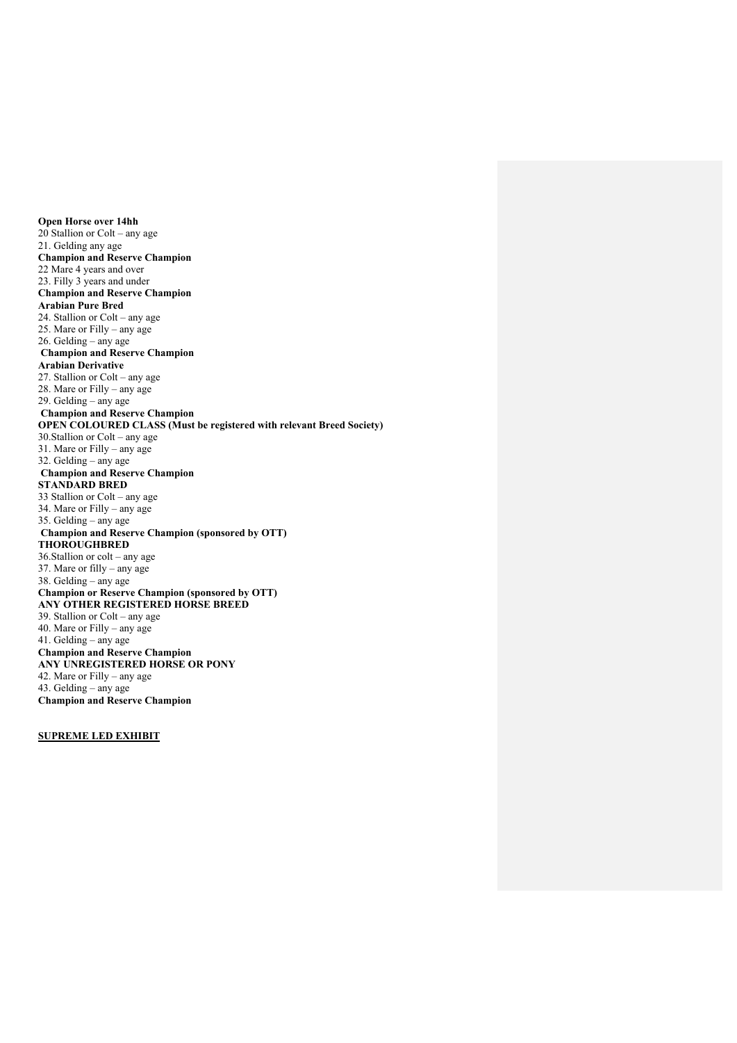**Open Horse over 14hh**

20 Stallion or Colt – any age

21. Gelding any age

**Champion and Reserve Champion**

22 Mare 4 years and over

23. Filly 3 years and under

**Champion and Reserve Champion**

**Arabian Pure Bred**

24. Stallion or Colt – any age

25. Mare or Filly – any age

26. Gelding – any age

**Champion and Reserve Champion**

**Arabian Derivative**

27. Stallion or Colt – any age

28. Mare or Filly – any age

29. Gelding – any age

**Champion and Reserve Champion**

**OPEN COLOURED CLASS (Must be registered with relevant Breed Society)**

30.Stallion or Colt – any age

31. Mare or Filly – any age

32. Gelding – any age

**Champion and Reserve Champion**

**STANDARD BRED**

33 Stallion or Colt – any age

34. Mare or Filly – any age

35. Gelding – any age

**Champion and Reserve Champion (sponsored by OTT)**

**THOROUGHBRED**

36.Stallion or colt – any age

37. Mare or filly – any age

38. Gelding – any age

**Champion or Reserve Champion (sponsored by OTT)**

**ANY OTHER REGISTERED HORSE BREED**

39. Stallion or Colt – any age

40. Mare or Filly – any age

41. Gelding – any age

**Champion and Reserve Champion**

**ANY UNREGISTERED HORSE OR PONY**

42. Mare or Filly – any age

43. Gelding – any age

**Champion and Reserve Champion**

**SUPREME LED EXHIBIT**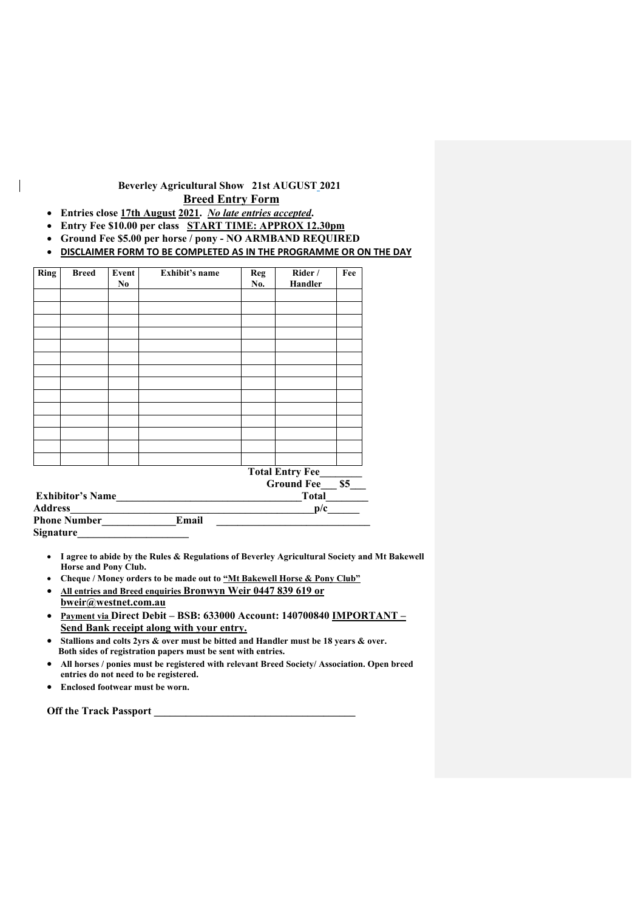**Beverley Agricultural Show 21st AUGUST 2021**

## Breed Entry Form

- **Entries close <u>17th August</u> <u>2021</u>. *<u>No late entries accepted</u>*.**
- **Entry Fee $10.00 per class <u>START TIME: APPROX 12.30pm</u>**
- **Ground Fee $5.00 per horse / pony - NO ARMBAND REQUIRED**
- **<u>DISCLAIMER FORM TO BE COMPLETED AS IN THE PROGRAMME OR ON THE DAY</u>**

| Ring | Breed | Event No | Exhibit's name | Reg No. | Rider / Handler | Fee |
|---|---|---|---|---|---|---|
| | | | | | | |
| | | | | | | |
| | | | | | | |
| | | | | | | |
| | | | | | | |
| | | | | | | |
| | | | | | | |
| | | | | | | |
| | | | | | | |
| | | | | | | |
| | | | | | | |
| | | | | | | |
| | | | | | | |
| | | | | | | |

**Total Entry Fee________**

**Ground Fee___ $5___**

**Exhibitor's Name___________________________________Total________**

**Address_____________________________________________p/c______**

**Phone Number______________Email _____________________________**

**Signature_____________________**

- **I agree to abide by the Rules & Regulations of Beverley Agricultural Society and Mt Bakewell Horse and Pony Club.**
- **Cheque / Money orders to be made out to <u>"Mt Bakewell Horse & Pony Club"</u>**
- **<u>All entries and Breed enquiries Bronwyn Weir 0447 839 619 or bweir@westnet.com.au</u>**
- **<u>Payment via</u> Direct Debit – BSB: 633000 Account: 140700840 <u>IMPORTANT – Send Bank receipt along with your entry.</u>**
- **Stallions and colts 2yrs & over must be bitted and Handler must be 18 years & over. Both sides of registration papers must be sent with entries.**
- **All horses / ponies must be registered with relevant Breed Society/ Association. Open breed entries do not need to be registered.**
- **Enclosed footwear must be worn.**

**Off the Track Passport _______________________________________**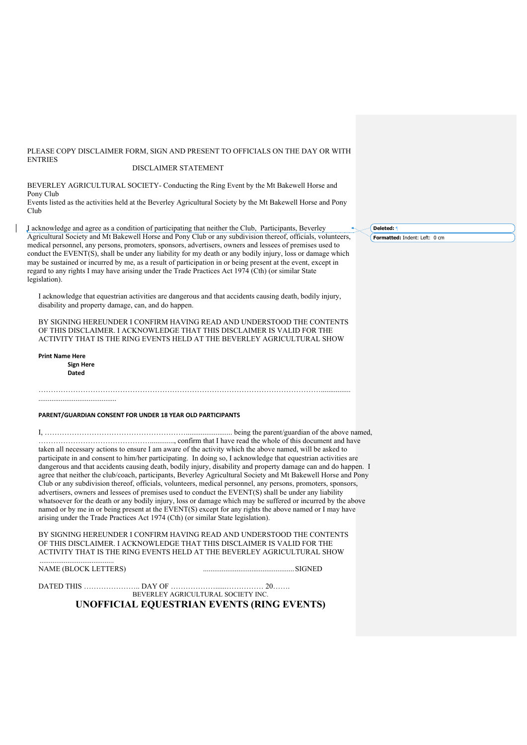PLEASE COPY DISCLAIMER FORM, SIGN AND PRESENT TO OFFICIALS ON THE DAY OR WITH ENTRIES

DISCLAIMER STATEMENT

BEVERLEY AGRICULTURAL SOCIETY- Conducting the Ring Event by the Mt Bakewell Horse and Pony Club
Events listed as the activities held at the Beverley Agricultural Society by the Mt Bakewell Horse and Pony Club

I acknowledge and agree as a condition of participating that neither the Club, Participants, Beverley Agricultural Society and Mt Bakewell Horse and Pony Club or any subdivision thereof, officials, volunteers, medical personnel, any persons, promoters, sponsors, advertisers, owners and lessees of premises used to conduct the EVENT(S), shall be under any liability for my death or any bodily injury, loss or damage which may be sustained or incurred by me, as a result of participation in or being present at the event, except in regard to any rights I may have arising under the Trade Practices Act 1974 (Cth) (or similar State legislation).

I acknowledge that equestrian activities are dangerous and that accidents causing death, bodily injury, disability and property damage, can, and do happen.

BY SIGNING HEREUNDER I CONFIRM HAVING READ AND UNDERSTOOD THE CONTENTS OF THIS DISCLAIMER. I ACKNOWLEDGE THAT THIS DISCLAIMER IS VALID FOR THE ACTIVITY THAT IS THE RING EVENTS HELD AT THE BEVERLEY AGRICULTURAL SHOW

**Print Name Here**
**Sign Here**
**Dated**

……………………………………………………………………………………………………...............
.........................................

**PARENT/GUARDIAN CONSENT FOR UNDER 18 YEAR OLD PARTICIPANTS**

I, ………………………………………………….......................... being the parent/guardian of the above named, ……………………………………….............., confirm that I have read the whole of this document and have taken all necessary actions to ensure I am aware of the activity which the above named, will be asked to participate in and consent to him/her participating. In doing so, I acknowledge that equestrian activities are dangerous and that accidents causing death, bodily injury, disability and property damage can and do happen. I agree that neither the club/coach, participants, Beverley Agricultural Society and Mt Bakewell Horse and Pony Club or any subdivision thereof, officials, volunteers, medical personnel, any persons, promoters, sponsors, advertisers, owners and lessees of premises used to conduct the EVENT(S) shall be under any liability whatsoever for the death or any bodily injury, loss or damage which may be suffered or incurred by the above named or by me in or being present at the EVENT(S) except for any rights the above named or I may have arising under the Trade Practices Act 1974 (Cth) (or similar State legislation).

BY SIGNING HEREUNDER I CONFIRM HAVING READ AND UNDERSTOOD THE CONTENTS OF THIS DISCLAIMER. I ACKNOWLEDGE THAT THIS DISCLAIMER IS VALID FOR THE ACTIVITY THAT IS THE RING EVENTS HELD AT THE BEVERLEY AGRICULTURAL SHOW

........................................
NAME (BLOCK LETTERS) ................................................. SIGNED

DATED THIS ………………….. DAY OF ………………......…………… 20…….

BEVERLEY AGRICULTURAL SOCIETY INC.

**UNOFFICIAL EQUESTRIAN EVENTS (RING EVENTS)**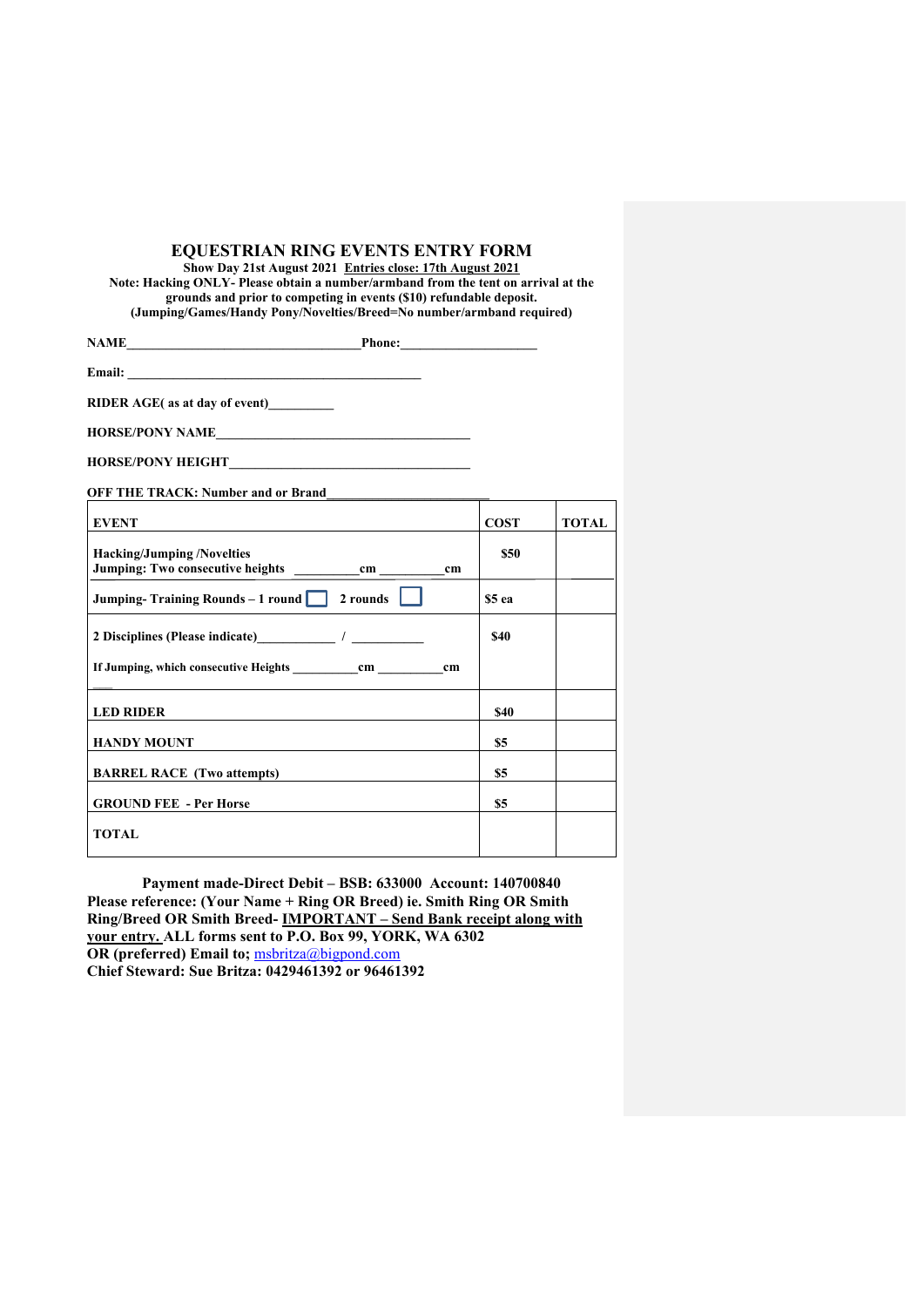# EQUESTRIAN RING EVENTS ENTRY FORM

**Show Day 21st August 2021 Entries close: 17th August 2021**

**Note: Hacking ONLY- Please obtain a number/armband from the tent on arrival at the grounds and prior to competing in events ($10) refundable deposit. (Jumping/Games/Handy Pony/Novelties/Breed=No number/armband required)**

**NAME**___________________________________**Phone:**____________________

**Email:** _____________________________________________

**RIDER AGE( as at day of event)**_________

**HORSE/PONY NAME**______________________________________

**HORSE/PONY HEIGHT**____________________________________

**OFF THE TRACK: Number and or Brand**________________________

| EVENT | COST | TOTAL |
| --- | --- | --- |
| Hacking/Jumping /Novelties<br>Jumping: Two consecutive heights _________cm _________cm | $50 | |
| Jumping- Training Rounds – 1 round ☐ 2 rounds ☐ | $5 ea | |
| 2 Disciplines (Please indicate)___________ / __________<br>If Jumping, which consecutive Heights _________cm _________cm | $40 | |
| LED RIDER | $40 | |
| HANDY MOUNT | $5 | |
| BARREL RACE (Two attempts) | $5 | |
| GROUND FEE - Per Horse | $5 | |
| TOTAL | | |

**Payment made-Direct Debit – BSB: 633000 Account: 140700840**
**Please reference: (Your Name + Ring OR Breed) ie. Smith Ring OR Smith Ring/Breed OR Smith Breed- IMPORTANT – Send Bank receipt along with your entry. ALL forms sent to P.O. Box 99, YORK, WA 6302**
**OR (preferred) Email to;** msbritza@bigpond.com
**Chief Steward: Sue Britza: 0429461392 or 96461392**